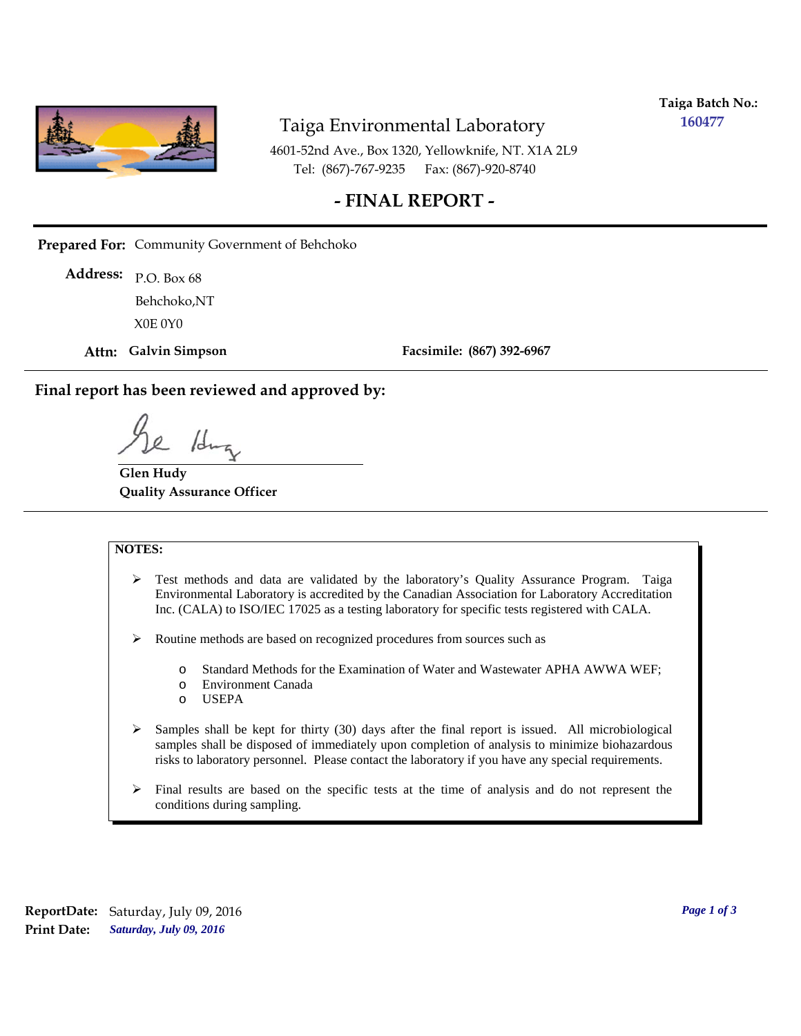**Taiga Batch No.:** 160477

# Taiga Environmental Laboratory

4601-52nd Ave., Box 1320, Yellowknife, NT. X1A 2L9
Tel: (867)-767-9235 Fax: (867)-920-8740

## - FINAL REPORT -

**Prepared For:** Community Government of Behchoko

**Address:** P.O. Box 68
Behchoko,NT
X0E 0Y0

**Attn: Galvin Simpson** **Facsimile: (867) 392-6967**

**Final report has been reviewed and approved by:**

**Glen Hudy**
**Quality Assurance Officer**

**NOTES:**

- Test methods and data are validated by the laboratory's Quality Assurance Program. Taiga Environmental Laboratory is accredited by the Canadian Association for Laboratory Accreditation Inc. (CALA) to ISO/IEC 17025 as a testing laboratory for specific tests registered with CALA.
- Routine methods are based on recognized procedures from sources such as
  - Standard Methods for the Examination of Water and Wastewater APHA AWWA WEF;
  - Environment Canada
  - USEPA
- Samples shall be kept for thirty (30) days after the final report is issued. All microbiological samples shall be disposed of immediately upon completion of analysis to minimize biohazardous risks to laboratory personnel. Please contact the laboratory if you have any special requirements.
- Final results are based on the specific tests at the time of analysis and do not represent the conditions during sampling.

**ReportDate:** Saturday, July 09, 2016
**Print Date:** *Saturday, July 09, 2016*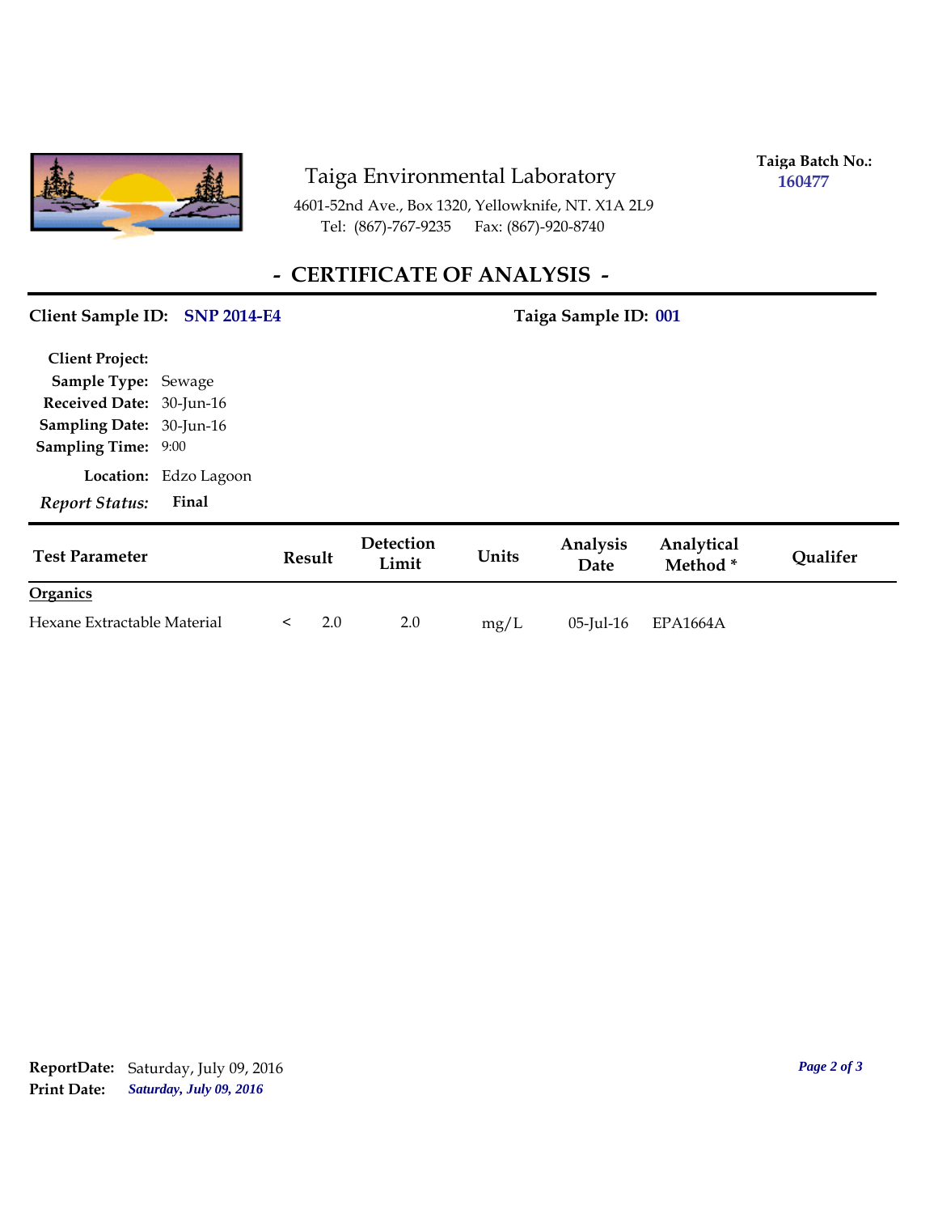Taiga Environmental Laboratory

4601-52nd Ave., Box 1320, Yellowknife, NT. X1A 2L9
Tel: (867)-767-9235 Fax: (867)-920-8740

**Taiga Batch No.:** 160477

# - CERTIFICATE OF ANALYSIS -

**Client Sample ID:** SNP 2014-E4 **Taiga Sample ID:** 001

**Client Project:**
**Sample Type:** Sewage
**Received Date:** 30-Jun-16
**Sampling Date:** 30-Jun-16
**Sampling Time:** 9:00
**Location:** Edzo Lagoon
***Report Status:*** **Final**

| Test Parameter | Result | Detection Limit | Units | Analysis Date | Analytical Method * | Qualifer |
|---|---|---|---|---|---|---|
| **Organics** | | | | | | |
| Hexane Extractable Material | < 2.0 | 2.0 | mg/L | 05-Jul-16 | EPA1664A | |

**ReportDate:** Saturday, July 09, 2016
**Print Date:** ***Saturday, July 09, 2016***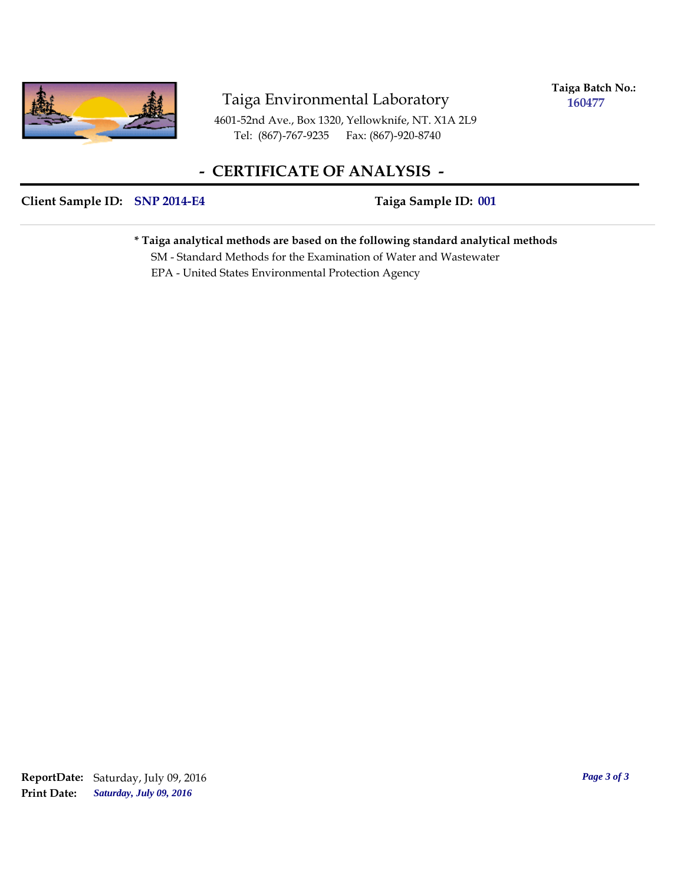Taiga Environmental Laboratory

4601-52nd Ave., Box 1320, Yellowknife, NT. X1A 2L9
Tel: (867)-767-9235 Fax: (867)-920-8740

**Taiga Batch No.:** 160477

## - CERTIFICATE OF ANALYSIS -

**Client Sample ID:** SNP 2014-E4 **Taiga Sample ID:** 001

**\* Taiga analytical methods are based on the following standard analytical methods**

SM - Standard Methods for the Examination of Water and Wastewater
EPA - United States Environmental Protection Agency

**ReportDate:** Saturday, July 09, 2016
**Print Date:** *Saturday, July 09, 2016*